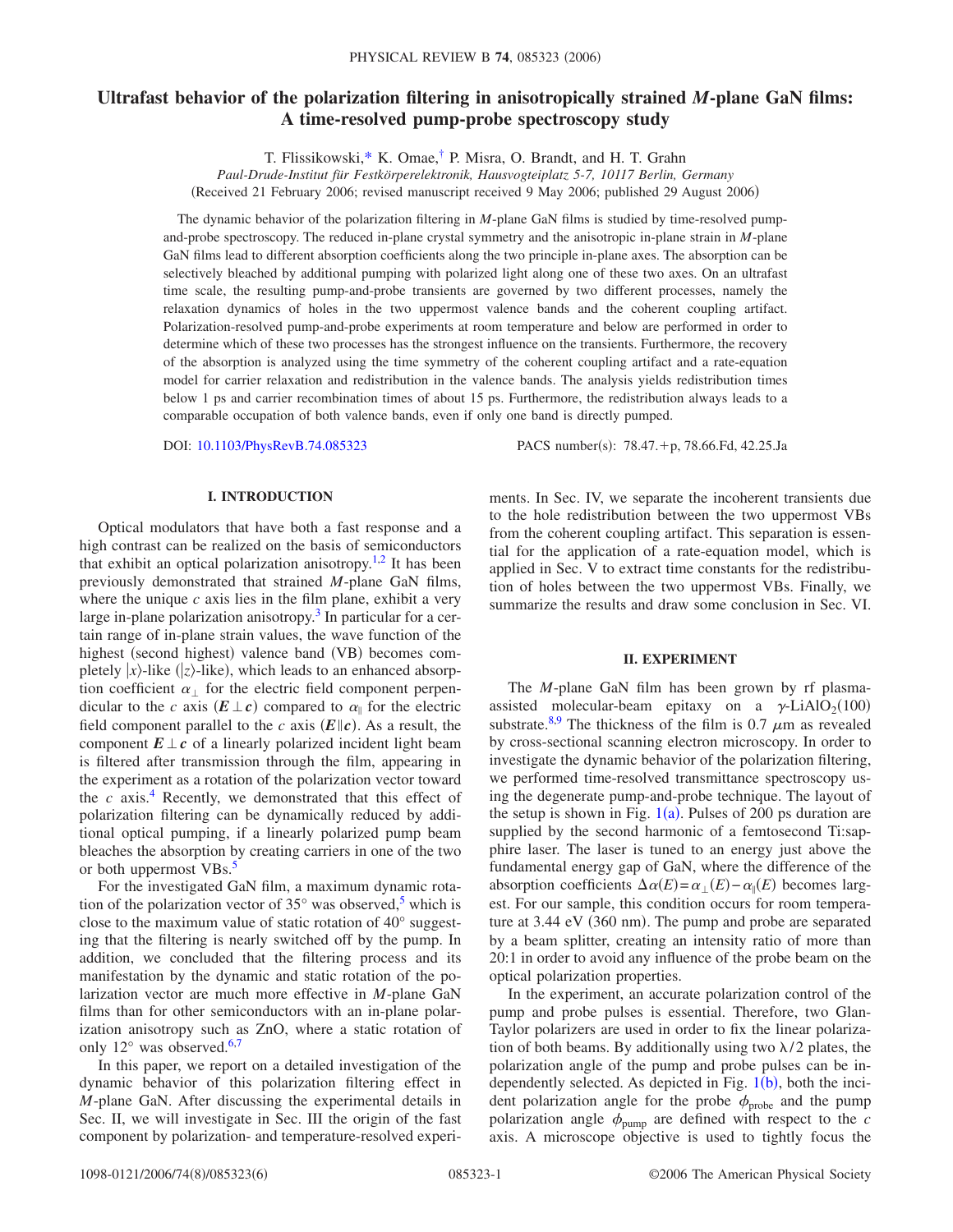# Ultrafast behavior of the polarization filtering in anisotropically strained *M*-plane GaN films: A time-resolved pump-probe spectroscopy study

T. Flissikowski,* K. Omae,† P. Misra, O. Brandt, and H. T. Grahn

*Paul-Drude-Institut für Festkörperelektronik, Hausvogteiplatz 5-7, 10117 Berlin, Germany*

(Received 21 February 2006; revised manuscript received 9 May 2006; published 29 August 2006)

The dynamic behavior of the polarization filtering in *M*-plane GaN films is studied by time-resolved pump-and-probe spectroscopy. The reduced in-plane crystal symmetry and the anisotropic in-plane strain in *M*-plane GaN films lead to different absorption coefficients along the two principle in-plane axes. The absorption can be selectively bleached by additional pumping with polarized light along one of these two axes. On an ultrafast time scale, the resulting pump-and-probe transients are governed by two different processes, namely the relaxation dynamics of holes in the two uppermost valence bands and the coherent coupling artifact. Polarization-resolved pump-and-probe experiments at room temperature and below are performed in order to determine which of these two processes has the strongest influence on the transients. Furthermore, the recovery of the absorption is analyzed using the time symmetry of the coherent coupling artifact and a rate-equation model for carrier relaxation and redistribution in the valence bands. The analysis yields redistribution times below 1 ps and carrier recombination times of about 15 ps. Furthermore, the redistribution always leads to a comparable occupation of both valence bands, even if only one band is directly pumped.

DOI: 10.1103/PhysRevB.74.085323 PACS number(s): 78.47.+p, 78.66.Fd, 42.25.Ja

## I. INTRODUCTION

Optical modulators that have both a fast response and a high contrast can be realized on the basis of semiconductors that exhibit an optical polarization anisotropy.[1,2] It has been previously demonstrated that strained *M*-plane GaN films, where the unique *c* axis lies in the film plane, exhibit a very large in-plane polarization anisotropy.[3] In particular for a certain range of in-plane strain values, the wave function of the highest (second highest) valence band (VB) becomes completely $|x\rangle$-like ($|z\rangle$-like), which leads to an enhanced absorption coefficient $\alpha_\perp$ for the electric field component perpendicular to the *c* axis ($\boldsymbol{E} \perp \boldsymbol{c}$) compared to $\alpha_\parallel$ for the electric field component parallel to the *c* axis ($\boldsymbol{E} \parallel \boldsymbol{c}$). As a result, the component $\boldsymbol{E} \perp \boldsymbol{c}$ of a linearly polarized incident light beam is filtered after transmission through the film, appearing in the experiment as a rotation of the polarization vector toward the *c* axis.[4] Recently, we demonstrated that this effect of polarization filtering can be dynamically reduced by additional optical pumping, if a linearly polarized pump beam bleaches the absorption by creating carriers in one of the two or both uppermost VBs.[5]

For the investigated GaN film, a maximum dynamic rotation of the polarization vector of 35° was observed,[5] which is close to the maximum value of static rotation of 40° suggesting that the filtering is nearly switched off by the pump. In addition, we concluded that the filtering process and its manifestation by the dynamic and static rotation of the polarization vector are much more effective in *M*-plane GaN films than for other semiconductors with an in-plane polarization anisotropy such as ZnO, where a static rotation of only 12° was observed.[6,7]

In this paper, we report on a detailed investigation of the dynamic behavior of this polarization filtering effect in *M*-plane GaN. After discussing the experimental details in Sec. II, we will investigate in Sec. III the origin of the fast component by polarization- and temperature-resolved experiments. In Sec. IV, we separate the incoherent transients due to the hole redistribution between the two uppermost VBs from the coherent coupling artifact. This separation is essential for the application of a rate-equation model, which is applied in Sec. V to extract time constants for the redistribution of holes between the two uppermost VBs. Finally, we summarize the results and draw some conclusion in Sec. VI.

## II. EXPERIMENT

The *M*-plane GaN film has been grown by rf plasma-assisted molecular-beam epitaxy on a $\gamma$-LiAlO$_2$(100) substrate.[8,9] The thickness of the film is 0.7 $\mu$m as revealed by cross-sectional scanning electron microscopy. In order to investigate the dynamic behavior of the polarization filtering, we performed time-resolved transmittance spectroscopy using the degenerate pump-and-probe technique. The layout of the setup is shown in Fig. 1(a). Pulses of 200 ps duration are supplied by the second harmonic of a femtosecond Ti:sapphire laser. The laser is tuned to an energy just above the fundamental energy gap of GaN, where the difference of the absorption coefficients $\Delta\alpha(E) = \alpha_\perp(E) - \alpha_\parallel(E)$ becomes largest. For our sample, this condition occurs for room temperature at 3.44 eV (360 nm). The pump and probe are separated by a beam splitter, creating an intensity ratio of more than 20:1 in order to avoid any influence of the probe beam on the optical polarization properties.

In the experiment, an accurate polarization control of the pump and probe pulses is essential. Therefore, two Glan-Taylor polarizers are used in order to fix the linear polarization of both beams. By additionally using two $\lambda/2$ plates, the polarization angle of the pump and probe pulses can be independently selected. As depicted in Fig. 1(b), both the incident polarization angle for the probe $\phi_{\text{probe}}$ and the pump polarization angle $\phi_{\text{pump}}$ are defined with respect to the *c* axis. A microscope objective is used to tightly focus the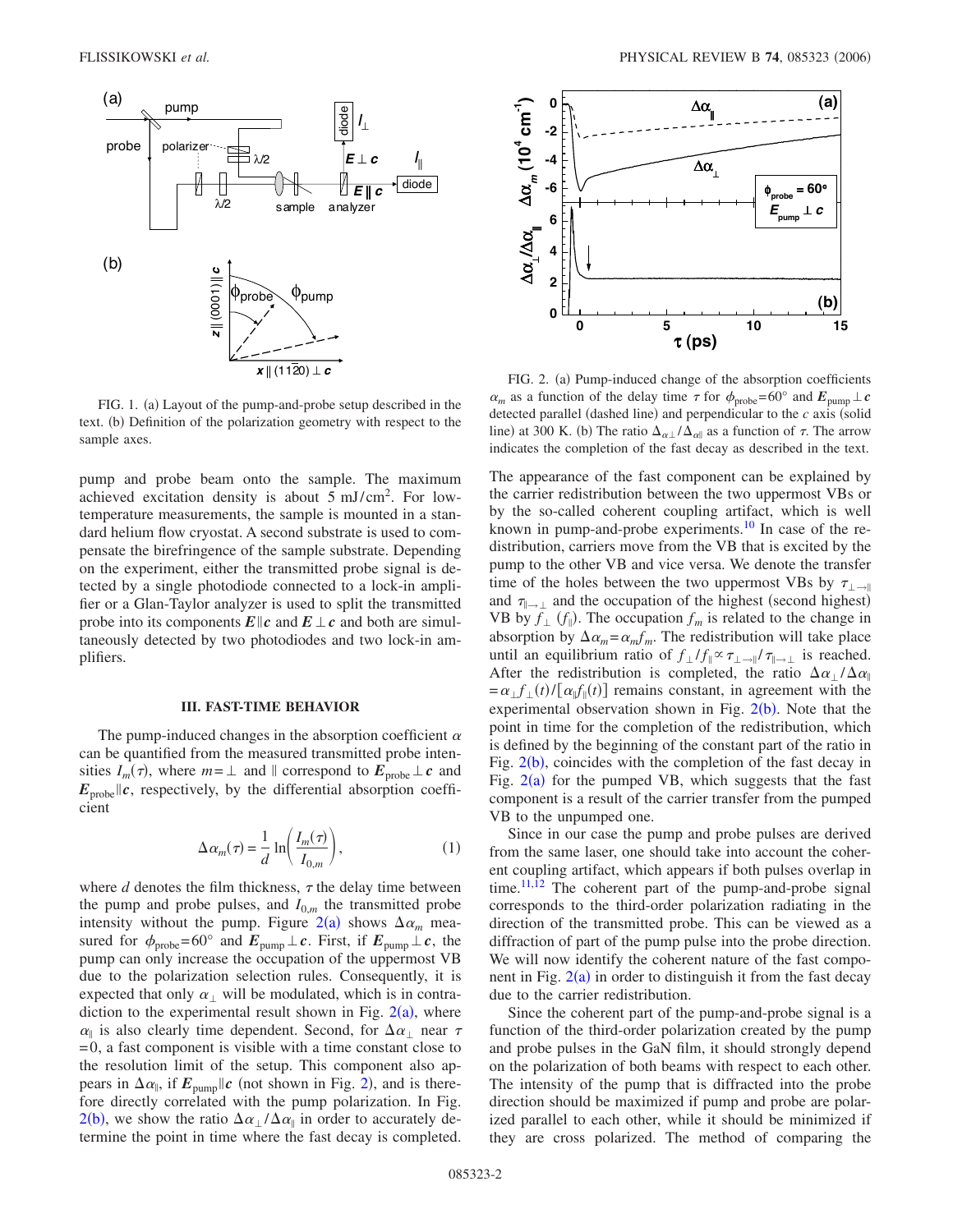FIG. 1. (a) Layout of the pump-and-probe setup described in the text. (b) Definition of the polarization geometry with respect to the sample axes.

pump and probe beam onto the sample. The maximum achieved excitation density is about 5 mJ/cm$^2$. For low-temperature measurements, the sample is mounted in a standard helium flow cryostat. A second substrate is used to compensate the birefringence of the sample substrate. Depending on the experiment, either the transmitted probe signal is detected by a single photodiode connected to a lock-in amplifier or a Glan-Taylor analyzer is used to split the transmitted probe into its components $\boldsymbol{E}\parallel\boldsymbol{c}$ and $\boldsymbol{E}\perp\boldsymbol{c}$ and both are simultaneously detected by two photodiodes and two lock-in amplifiers.

## III. FAST-TIME BEHAVIOR

The pump-induced changes in the absorption coefficient $\alpha$ can be quantified from the measured transmitted probe intensities $I_m(\tau)$, where $m=\perp$ and $\parallel$ correspond to $\boldsymbol{E}_{\text{probe}}\perp\boldsymbol{c}$ and $\boldsymbol{E}_{\text{probe}}\parallel\boldsymbol{c}$, respectively, by the differential absorption coefficient

$$\Delta\alpha_m(\tau) = \frac{1}{d}\ln\left(\frac{I_m(\tau)}{I_{0,m}}\right), \tag{1}$$

where $d$ denotes the film thickness, $\tau$ the delay time between the pump and probe pulses, and $I_{0,m}$ the transmitted probe intensity without the pump. Figure 2(a) shows $\Delta\alpha_m$ measured for $\phi_{\text{probe}}=60°$ and $\boldsymbol{E}_{\text{pump}}\perp\boldsymbol{c}$. First, if $\boldsymbol{E}_{\text{pump}}\perp\boldsymbol{c}$, the pump can only increase the occupation of the uppermost VB due to the polarization selection rules. Consequently, it is expected that only $\alpha_\perp$ will be modulated, which is in contradiction to the experimental result shown in Fig. 2(a), where $\alpha_\parallel$ is also clearly time dependent. Second, for $\Delta\alpha_\perp$ near $\tau=0$, a fast component is visible with a time constant close to the resolution limit of the setup. This component also appears in $\Delta\alpha_\parallel$, if $\boldsymbol{E}_{\text{pump}}\parallel\boldsymbol{c}$ (not shown in Fig. 2), and is therefore directly correlated with the pump polarization. In Fig. 2(b), we show the ratio $\Delta\alpha_\perp/\Delta\alpha_\parallel$ in order to accurately determine the point in time where the fast decay is completed.

FIG. 2. (a) Pump-induced change of the absorption coefficients $\alpha_m$ as a function of the delay time $\tau$ for $\phi_{\text{probe}}=60°$ and $\boldsymbol{E}_{\text{pump}}\perp\boldsymbol{c}$ detected parallel (dashed line) and perpendicular to the $c$ axis (solid line) at 300 K. (b) The ratio $\Delta_{\alpha\perp}/\Delta_{\alpha\parallel}$ as a function of $\tau$. The arrow indicates the completion of the fast decay as described in the text.

The appearance of the fast component can be explained by the carrier redistribution between the two uppermost VBs or by the so-called coherent coupling artifact, which is well known in pump-and-probe experiments.[10] In case of the redistribution, carriers move from the VB that is excited by the pump to the other VB and vice versa. We denote the transfer time of the holes between the two uppermost VBs by $\tau_{\perp\to\parallel}$ and $\tau_{\parallel\to\perp}$ and the occupation of the highest (second highest) VB by $f_\perp$ ($f_\parallel$). The occupation $f_m$ is related to the change in absorption by $\Delta\alpha_m=\alpha_m f_m$. The redistribution will take place until an equilibrium ratio of $f_\perp/f_\parallel \propto \tau_{\perp\to\parallel}/\tau_{\parallel\to\perp}$ is reached. After the redistribution is completed, the ratio $\Delta\alpha_\perp/\Delta\alpha_\parallel = \alpha_\perp f_\perp(t)/[\alpha_\parallel f_\parallel(t)]$ remains constant, in agreement with the experimental observation shown in Fig. 2(b). Note that the point in time for the completion of the redistribution, which is defined by the beginning of the constant part of the ratio in Fig. 2(b), coincides with the completion of the fast decay in Fig. 2(a) for the pumped VB, which suggests that the fast component is a result of the carrier transfer from the pumped VB to the unpumped one.

Since in our case the pump and probe pulses are derived from the same laser, one should take into account the coherent coupling artifact, which appears if both pulses overlap in time.[11,12] The coherent part of the pump-and-probe signal corresponds to the third-order polarization radiating in the direction of the transmitted probe. This can be viewed as a diffraction of part of the pump pulse into the probe direction. We will now identify the coherent nature of the fast component in Fig. 2(a) in order to distinguish it from the fast decay due to the carrier redistribution.

Since the coherent part of the pump-and-probe signal is a function of the third-order polarization created by the pump and probe pulses in the GaN film, it should strongly depend on the polarization of both beams with respect to each other. The intensity of the pump that is diffracted into the probe direction should be maximized if pump and probe are polarized parallel to each other, while it should be minimized if they are cross polarized. The method of comparing the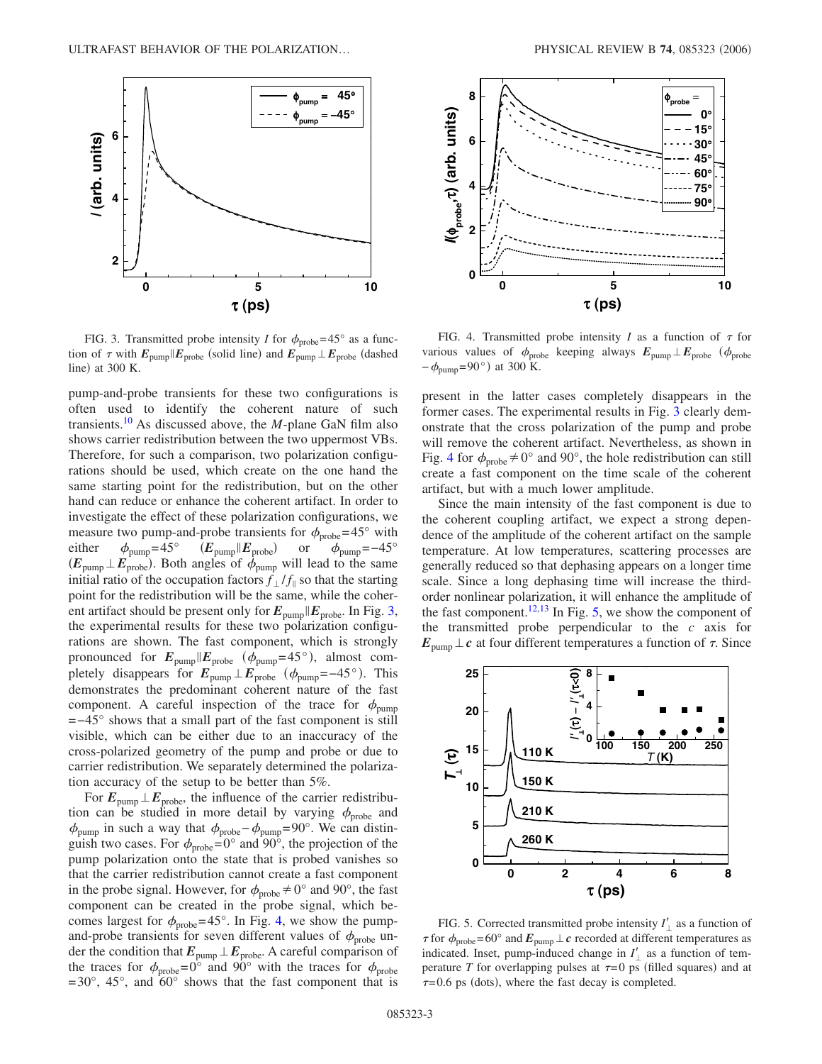FIG. 3. Transmitted probe intensity $I$ for $\phi_{probe}=45°$ as a function of $\tau$ with $\boldsymbol{E}_{pump} \parallel \boldsymbol{E}_{probe}$ (solid line) and $\boldsymbol{E}_{pump} \perp \boldsymbol{E}_{probe}$ (dashed line) at 300 K.

FIG. 4. Transmitted probe intensity $I$ as a function of $\tau$ for various values of $\phi_{probe}$ keeping always $\boldsymbol{E}_{pump} \perp \boldsymbol{E}_{probe}$ ($\phi_{probe} - \phi_{pump}=90°$) at 300 K.

pump-and-probe transients for these two configurations is often used to identify the coherent nature of such transients.[10] As discussed above, the $M$-plane GaN film also shows carrier redistribution between the two uppermost VBs. Therefore, for such a comparison, two polarization configurations should be used, which create on the one hand the same starting point for the redistribution, but on the other hand can reduce or enhance the coherent artifact. In order to investigate the effect of these polarization configurations, we measure two pump-and-probe transients for $\phi_{probe}=45°$ with either $\phi_{pump}=45°$ ($\boldsymbol{E}_{pump} \parallel \boldsymbol{E}_{probe}$) or $\phi_{pump}=-45°$ ($\boldsymbol{E}_{pump} \perp \boldsymbol{E}_{probe}$). Both angles of $\phi_{pump}$ will lead to the same initial ratio of the occupation factors $f_{\perp}/f_{\parallel}$ so that the starting point for the redistribution will be the same, while the coherent artifact should be present only for $\boldsymbol{E}_{pump} \parallel \boldsymbol{E}_{probe}$. In Fig. 3, the experimental results for these two polarization configurations are shown. The fast component, which is strongly pronounced for $\boldsymbol{E}_{pump} \parallel \boldsymbol{E}_{probe}$ ($\phi_{pump}=45°$), almost completely disappears for $\boldsymbol{E}_{pump} \perp \boldsymbol{E}_{probe}$ ($\phi_{pump}=-45°$). This demonstrates the predominant coherent nature of the fast component. A careful inspection of the trace for $\phi_{pump}=-45°$ shows that a small part of the fast component is still visible, which can be either due to an inaccuracy of the cross-polarized geometry of the pump and probe or due to carrier redistribution. We separately determined the polarization accuracy of the setup to be better than 5%.

For $\boldsymbol{E}_{pump} \perp \boldsymbol{E}_{probe}$, the influence of the carrier redistribution can be studied in more detail by varying $\phi_{probe}$ and $\phi_{pump}$ in such a way that $\phi_{probe} - \phi_{pump}=90°$. We can distinguish two cases. For $\phi_{probe}=0°$ and 90°, the projection of the pump polarization onto the state that is probed vanishes so that the carrier redistribution cannot create a fast component in the probe signal. However, for $\phi_{probe} \neq 0°$ and 90°, the fast component can be created in the probe signal, which becomes largest for $\phi_{probe}=45°$. In Fig. 4, we show the pump-and-probe transients for seven different values of $\phi_{probe}$ under the condition that $\boldsymbol{E}_{pump} \perp \boldsymbol{E}_{probe}$. A careful comparison of the traces for $\phi_{probe}=0°$ and 90° with the traces for $\phi_{probe}=30°$, 45°, and 60° shows that the fast component that is present in the latter cases completely disappears in the former cases. The experimental results in Fig. 3 clearly demonstrate that the cross polarization of the pump and probe will remove the coherent artifact. Nevertheless, as shown in Fig. 4 for $\phi_{probe} \neq 0°$ and 90°, the hole redistribution can still create a fast component on the time scale of the coherent artifact, but with a much lower amplitude.

Since the main intensity of the fast component is due to the coherent coupling artifact, we expect a strong dependence of the amplitude of the coherent artifact on the sample temperature. At low temperatures, scattering processes are generally reduced so that dephasing appears on a longer time scale. Since a long dephasing time will increase the third-order nonlinear polarization, it will enhance the amplitude of the fast component.[12,13] In Fig. 5, we show the component of the transmitted probe perpendicular to the $c$ axis for $\boldsymbol{E}_{pump} \perp \boldsymbol{c}$ at four different temperatures a function of $\tau$. Since

FIG. 5. Corrected transmitted probe intensity $I'_{\perp}$ as a function of $\tau$ for $\phi_{probe}=60°$ and $\boldsymbol{E}_{pump} \perp \boldsymbol{c}$ recorded at different temperatures as indicated. Inset, pump-induced change in $I'_{\perp}$ as a function of temperature $T$ for overlapping pulses at $\tau=0$ ps (filled squares) and at $\tau=0.6$ ps (dots), where the fast decay is completed.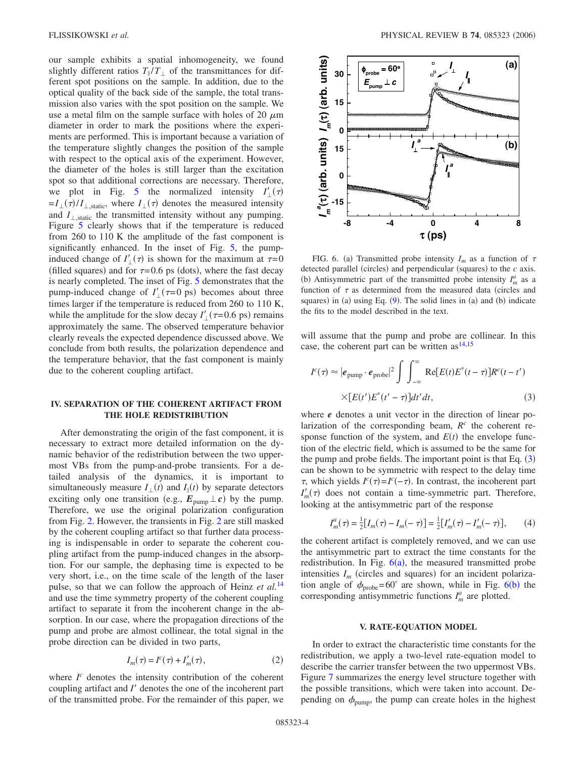our sample exhibits a spatial inhomogeneity, we found slightly different ratios $T_{\parallel}/T_{\perp}$ of the transmittances for different spot positions on the sample. In addition, due to the optical quality of the back side of the sample, the total transmission also varies with the spot position on the sample. We use a metal film on the sample surface with holes of 20 $\mu$m diameter in order to mark the positions where the experiments are performed. This is important because a variation of the temperature slightly changes the position of the sample with respect to the optical axis of the experiment. However, the diameter of the holes is still larger than the excitation spot so that additional corrections are necessary. Therefore, we plot in Fig. 5 the normalized intensity $I'_{\perp}(\tau) = I_{\perp}(\tau)/I_{\perp,\text{static}}$, where $I_{\perp}(\tau)$ denotes the measured intensity and $I_{\perp,\text{static}}$ the transmitted intensity without any pumping. Figure 5 clearly shows that if the temperature is reduced from 260 to 110 K the amplitude of the fast component is significantly enhanced. In the inset of Fig. 5, the pump-induced change of $I'_{\perp}(\tau)$ is shown for the maximum at $\tau=0$ (filled squares) and for $\tau=0.6$ ps (dots), where the fast decay is nearly completed. The inset of Fig. 5 demonstrates that the pump-induced change of $I'_{\perp}(\tau=0\text{ ps})$ becomes about three times larger if the temperature is reduced from 260 to 110 K, while the amplitude for the slow decay $I'_{\perp}(\tau=0.6\text{ ps})$ remains approximately the same. The observed temperature behavior clearly reveals the expected dependence discussed above. We conclude from both results, the polarization dependence and the temperature behavior, that the fast component is mainly due to the coherent coupling artifact.

## IV. SEPARATION OF THE COHERENT ARTIFACT FROM THE HOLE REDISTRIBUTION

After demonstrating the origin of the fast component, it is necessary to extract more detailed information on the dynamic behavior of the redistribution between the two uppermost VBs from the pump-and-probe transients. For a detailed analysis of the dynamics, it is important to simultaneously measure $I_{\perp}(t)$ and $I_{\parallel}(t)$ by separate detectors exciting only one transition (e.g., $\boldsymbol{E}_{\text{pump}} \perp \boldsymbol{c}$) by the pump. Therefore, we use the original polarization configuration from Fig. 2. However, the transients in Fig. 2 are still masked by the coherent coupling artifact so that further data processing is indispensable in order to separate the coherent coupling artifact from the pump-induced changes in the absorption. For our sample, the dephasing time is expected to be very short, i.e., on the time scale of the length of the laser pulse, so that we can follow the approach of Heinz *et al.*[14] and use the time symmetry property of the coherent coupling artifact to separate it from the incoherent change in the absorption. In our case, where the propagation directions of the pump and probe are almost collinear, the total signal in the probe direction can be divided in two parts,

$$I_m(\tau) = I^c(\tau) + I'_m(\tau), \tag{2}$$

where $I^c$ denotes the intensity contribution of the coherent coupling artifact and $I'$ denotes the one of the incoherent part of the transmitted probe. For the remainder of this paper, we will assume that the pump and probe are collinear. In this case, the coherent part can be written as[14,15]

$$I^c(\tau) \approx |\boldsymbol{e}_{\text{pump}} \cdot \boldsymbol{e}_{\text{probe}}|^2 \int \int_{-\infty}^{\infty} \text{Re}[E(t)E^*(t-\tau)]R^c(t-t') \times [E(t')E^*(t'-\tau)]dt'dt, \tag{3}$$

where $\boldsymbol{e}$ denotes a unit vector in the direction of linear polarization of the corresponding beam, $R^c$ the coherent response function of the system, and $E(t)$ the envelope function of the electric field, which is assumed to be the same for the pump and probe fields. The important point is that Eq. (3) can be shown to be symmetric with respect to the delay time $\tau$, which yields $I^c(\tau) = I^c(-\tau)$. In contrast, the incoherent part $I'_m(\tau)$ does not contain a time-symmetric part. Therefore, looking at the antisymmetric part of the response

$$I^a_m(\tau) = \tfrac{1}{2}[I_m(\tau) - I_m(-\tau)] = \tfrac{1}{2}[I'_m(\tau) - I'_m(-\tau)], \tag{4}$$

the coherent artifact is completely removed, and we can use the antisymmetric part to extract the time constants for the redistribution. In Fig. 6(a), the measured transmitted probe intensities $I_m$ (circles and squares) for an incident polarization angle of $\phi_{\text{probe}}=60°$ are shown, while in Fig. 6(b) the corresponding antisymmetric functions $I^a_m$ are plotted.

FIG. 6. (a) Transmitted probe intensity $I_m$ as a function of $\tau$ detected parallel (circles) and perpendicular (squares) to the $c$ axis. (b) Antisymmetric part of the transmitted probe intensity $I^a_m$ as a function of $\tau$ as determined from the measured data (circles and squares) in (a) using Eq. (9). The solid lines in (a) and (b) indicate the fits to the model described in the text.

## V. RATE-EQUATION MODEL

In order to extract the characteristic time constants for the redistribution, we apply a two-level rate-equation model to describe the carrier transfer between the two uppermost VBs. Figure 7 summarizes the energy level structure together with the possible transitions, which were taken into account. Depending on $\phi_{\text{pump}}$, the pump can create holes in the highest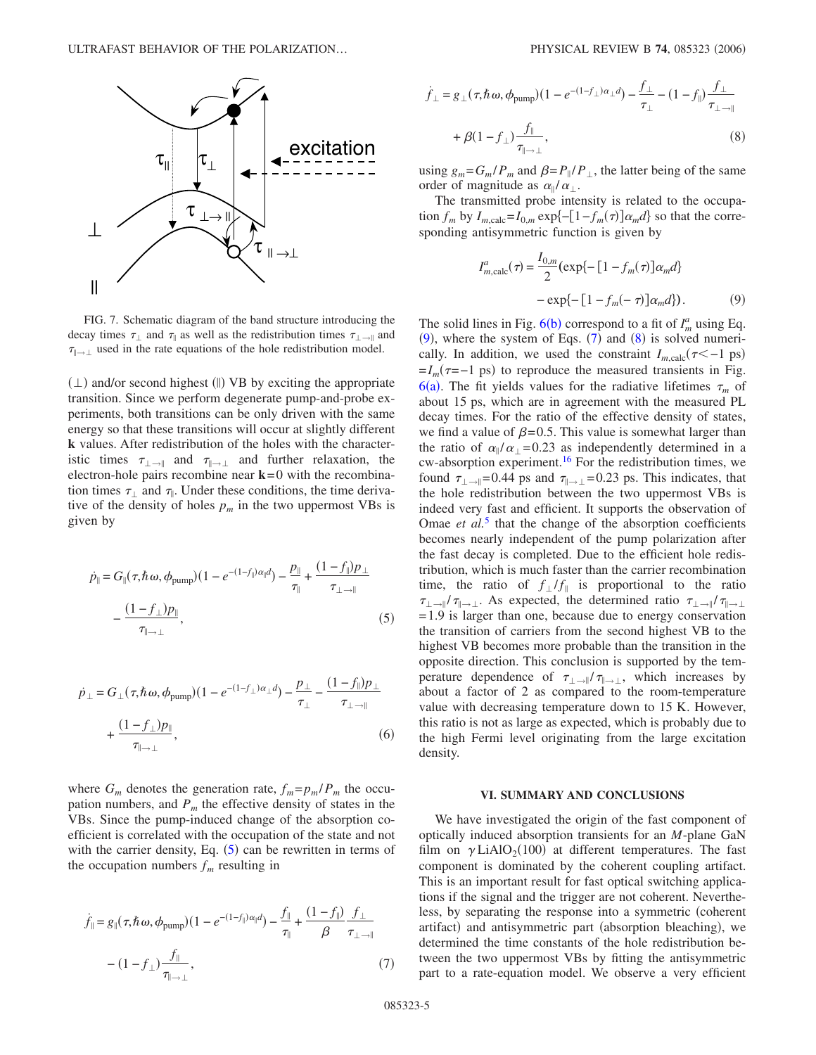FIG. 7. Schematic diagram of the band structure introducing the decay times $\tau_\perp$ and $\tau_\parallel$ as well as the redistribution times $\tau_{\perp\to\parallel}$ and $\tau_{\parallel\to\perp}$ used in the rate equations of the hole redistribution model.

($\perp$) and/or second highest ($\parallel$) VB by exciting the appropriate transition. Since we perform degenerate pump-and-probe experiments, both transitions can be only driven with the same energy so that these transitions will occur at slightly different **k** values. After redistribution of the holes with the characteristic times $\tau_{\perp\to\parallel}$ and $\tau_{\parallel\to\perp}$ and further relaxation, the electron-hole pairs recombine near $\mathbf{k}=0$ with the recombination times $\tau_\perp$ and $\tau_\parallel$. Under these conditions, the time derivative of the density of holes $p_m$ in the two uppermost VBs is given by

$$\dot{p}_\parallel = G_\parallel(\tau,\hbar\omega,\phi_{\text{pump}})(1-e^{-(1-f_\parallel)\alpha_\parallel d}) - \frac{p_\parallel}{\tau_\parallel} + \frac{(1-f_\parallel)p_\perp}{\tau_{\perp\to\parallel}} - \frac{(1-f_\perp)p_\parallel}{\tau_{\parallel\to\perp}}, \tag{5}$$

$$\dot{p}_\perp = G_\perp(\tau,\hbar\omega,\phi_{\text{pump}})(1-e^{-(1-f_\perp)\alpha_\perp d}) - \frac{p_\perp}{\tau_\perp} - \frac{(1-f_\parallel)p_\perp}{\tau_{\perp\to\parallel}} + \frac{(1-f_\perp)p_\parallel}{\tau_{\parallel\to\perp}}, \tag{6}$$

where $G_m$ denotes the generation rate, $f_m=p_m/P_m$ the occupation numbers, and $P_m$ the effective density of states in the VBs. Since the pump-induced change of the absorption coefficient is correlated with the occupation of the state and not with the carrier density, Eq. (5) can be rewritten in terms of the occupation numbers $f_m$ resulting in

$$\dot{f}_\parallel = g_\parallel(\tau,\hbar\omega,\phi_{\text{pump}})(1-e^{-(1-f_\parallel)\alpha_\parallel d}) - \frac{f_\parallel}{\tau_\parallel} + \frac{(1-f_\parallel)}{\beta}\frac{f_\perp}{\tau_{\perp\to\parallel}} - (1-f_\perp)\frac{f_\parallel}{\tau_{\parallel\to\perp}}, \tag{7}$$

$$\dot{f}_\perp = g_\perp(\tau,\hbar\omega,\phi_{\text{pump}})(1-e^{-(1-f_\perp)\alpha_\perp d}) - \frac{f_\perp}{\tau_\perp} - (1-f_\parallel)\frac{f_\perp}{\tau_{\perp\to\parallel}} + \beta(1-f_\perp)\frac{f_\parallel}{\tau_{\parallel\to\perp}}, \tag{8}$$

using $g_m=G_m/P_m$ and $\beta=P_\parallel/P_\perp$, the latter being of the same order of magnitude as $\alpha_\parallel/\alpha_\perp$.

The transmitted probe intensity is related to the occupation $f_m$ by $I_{m,\text{calc}}=I_{0,m}\exp\{-[1-f_m(\tau)]\alpha_m d\}$ so that the corresponding antisymmetric function is given by

$$I^a_{m,\text{calc}}(\tau) = \frac{I_{0,m}}{2}(\exp\{-[1-f_m(\tau)]\alpha_m d\} - \exp\{-[1-f_m(-\tau)]\alpha_m d\}). \tag{9}$$

The solid lines in Fig. 6(b) correspond to a fit of $I^a_m$ using Eq. (9), where the system of Eqs. (7) and (8) is solved numerically. In addition, we used the constraint $I_{m,\text{calc}}(\tau<-1\text{ ps})=I_m(\tau=-1\text{ ps})$ to reproduce the measured transients in Fig. 6(a). The fit yields values for the radiative lifetimes $\tau_m$ of about 15 ps, which are in agreement with the measured PL decay times. For the ratio of the effective density of states, we find a value of $\beta=0.5$. This value is somewhat larger than the ratio of $\alpha_\parallel/\alpha_\perp=0.23$ as independently determined in a cw-absorption experiment.[16] For the redistribution times, we found $\tau_{\perp\to\parallel}=0.44$ ps and $\tau_{\parallel\to\perp}=0.23$ ps. This indicates, that the hole redistribution between the two uppermost VBs is indeed very fast and efficient. It supports the observation of Omae *et al.*[5] that the change of the absorption coefficients becomes nearly independent of the pump polarization after the fast decay is completed. Due to the efficient hole redistribution, which is much faster than the carrier recombination time, the ratio of $f_\perp/f_\parallel$ is proportional to the ratio $\tau_{\perp\to\parallel}/\tau_{\parallel\to\perp}$. As expected, the determined ratio $\tau_{\perp\to\parallel}/\tau_{\parallel\to\perp}=1.9$ is larger than one, because due to energy conservation the transition of carriers from the second highest VB to the highest VB becomes more probable than the transition in the opposite direction. This conclusion is supported by the temperature dependence of $\tau_{\perp\to\parallel}/\tau_{\parallel\to\perp}$, which increases by about a factor of 2 as compared to the room-temperature value with decreasing temperature down to 15 K. However, this ratio is not as large as expected, which is probably due to the high Fermi level originating from the large excitation density.

## VI. SUMMARY AND CONCLUSIONS

We have investigated the origin of the fast component of optically induced absorption transients for an *M*-plane GaN film on $\gamma\text{LiAlO}_2(100)$ at different temperatures. The fast component is dominated by the coherent coupling artifact. This is an important result for fast optical switching applications if the signal and the trigger are not coherent. Nevertheless, by separating the response into a symmetric (coherent artifact) and antisymmetric part (absorption bleaching), we determined the time constants of the hole redistribution between the two uppermost VBs by fitting the antisymmetric part to a rate-equation model. We observe a very efficient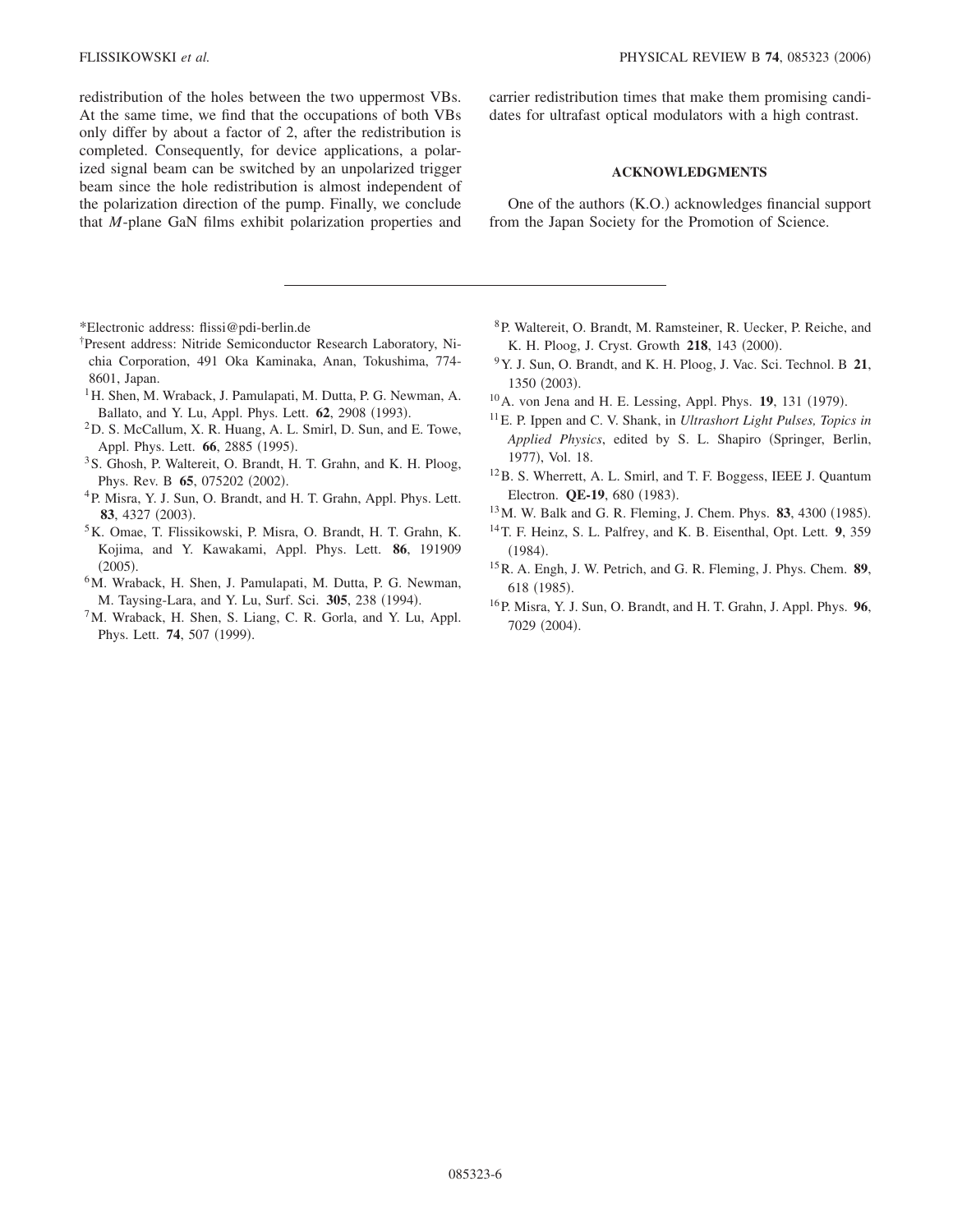redistribution of the holes between the two uppermost VBs. At the same time, we find that the occupations of both VBs only differ by about a factor of 2, after the redistribution is completed. Consequently, for device applications, a polarized signal beam can be switched by an unpolarized trigger beam since the hole redistribution is almost independent of the polarization direction of the pump. Finally, we conclude that *M*-plane GaN films exhibit polarization properties and carrier redistribution times that make them promising candidates for ultrafast optical modulators with a high contrast.

## ACKNOWLEDGMENTS

One of the authors (K.O.) acknowledges financial support from the Japan Society for the Promotion of Science.

---

*Electronic address: flissi@pdi-berlin.de

†Present address: Nitride Semiconductor Research Laboratory, Nichia Corporation, 491 Oka Kaminaka, Anan, Tokushima, 774-8601, Japan.

[1] H. Shen, M. Wraback, J. Pamulapati, M. Dutta, P. G. Newman, A. Ballato, and Y. Lu, Appl. Phys. Lett. **62**, 2908 (1993).

[2] D. S. McCallum, X. R. Huang, A. L. Smirl, D. Sun, and E. Towe, Appl. Phys. Lett. **66**, 2885 (1995).

[3] S. Ghosh, P. Waltereit, O. Brandt, H. T. Grahn, and K. H. Ploog, Phys. Rev. B **65**, 075202 (2002).

[4] P. Misra, Y. J. Sun, O. Brandt, and H. T. Grahn, Appl. Phys. Lett. **83**, 4327 (2003).

[5] K. Omae, T. Flissikowski, P. Misra, O. Brandt, H. T. Grahn, K. Kojima, and Y. Kawakami, Appl. Phys. Lett. **86**, 191909 (2005).

[6] M. Wraback, H. Shen, J. Pamulapati, M. Dutta, P. G. Newman, M. Taysing-Lara, and Y. Lu, Surf. Sci. **305**, 238 (1994).

[7] M. Wraback, H. Shen, S. Liang, C. R. Gorla, and Y. Lu, Appl. Phys. Lett. **74**, 507 (1999).

[8] P. Waltereit, O. Brandt, M. Ramsteiner, R. Uecker, P. Reiche, and K. H. Ploog, J. Cryst. Growth **218**, 143 (2000).

[9] Y. J. Sun, O. Brandt, and K. H. Ploog, J. Vac. Sci. Technol. B **21**, 1350 (2003).

[10] A. von Jena and H. E. Lessing, Appl. Phys. **19**, 131 (1979).

[11] E. P. Ippen and C. V. Shank, in *Ultrashort Light Pulses, Topics in Applied Physics*, edited by S. L. Shapiro (Springer, Berlin, 1977), Vol. 18.

[12] B. S. Wherrett, A. L. Smirl, and T. F. Boggess, IEEE J. Quantum Electron. **QE-19**, 680 (1983).

[13] M. W. Balk and G. R. Fleming, J. Chem. Phys. **83**, 4300 (1985).

[14] T. F. Heinz, S. L. Palfrey, and K. B. Eisenthal, Opt. Lett. **9**, 359 (1984).

[15] R. A. Engh, J. W. Petrich, and G. R. Fleming, J. Phys. Chem. **89**, 618 (1985).

[16] P. Misra, Y. J. Sun, O. Brandt, and H. T. Grahn, J. Appl. Phys. **96**, 7029 (2004).